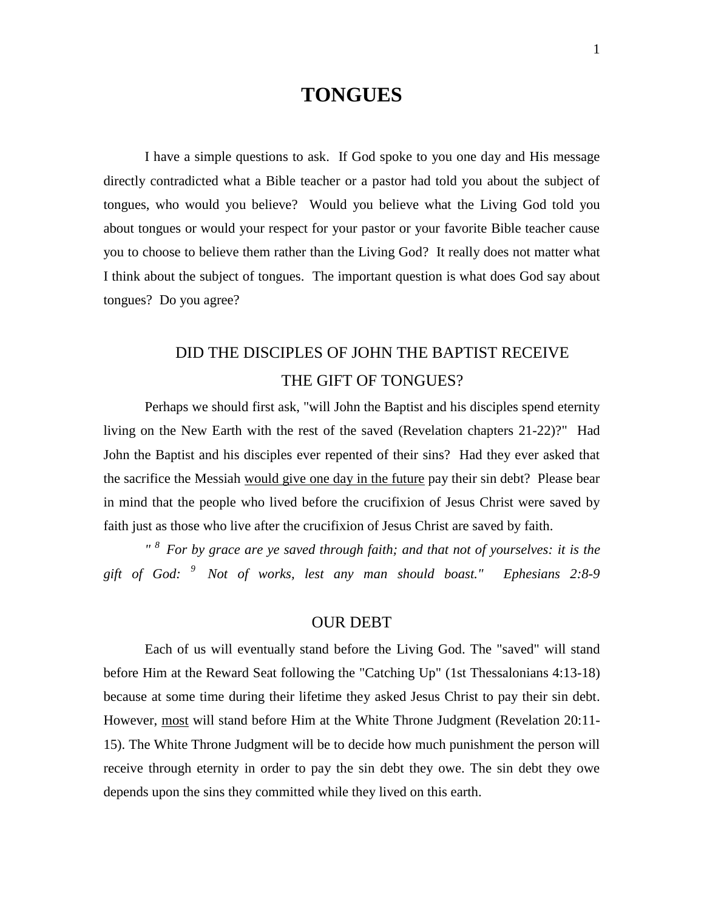# TONGUES

I have a simple questions to ask. If God spoke to you one day and His message directly contradicted what a Bible teacher or a pastor had told you about the subject of tongues, who would you believe? Would you believe what the Living God told you about tongues or would your respect for your pastor or your favorite Bible teacher cause you to choose to believe them rather than the Living God? It really does not matter what I think about the subject of tongues. The important question is what does God say about tongues? Do you agree?

## DID THE DISCIPLES OF JOHN THE BAPTIST RECEIVE THE GIFT OF TONGUES?

Perhaps we should first ask, "will John the Baptist and his disciples spend eternity living on the New Earth with the rest of the saved (Revelation chapters 21-22)?" Had John the Baptist and his disciples ever repented of their sins? Had they ever asked that the sacrifice the Messiah <u>would give one day in the future</u> pay their sin debt? Please bear in mind that the people who lived before the crucifixion of Jesus Christ were saved by faith just as those who live after the crucifixion of Jesus Christ are saved by faith.

*" [8] For by grace are ye saved through faith; and that not of yourselves: it is the gift of God: [9] Not of works, lest any man should boast." Ephesians 2:8-9*

## OUR DEBT

Each of us will eventually stand before the Living God. The "saved" will stand before Him at the Reward Seat following the "Catching Up" (1st Thessalonians 4:13-18) because at some time during their lifetime they asked Jesus Christ to pay their sin debt. However, <u>most</u> will stand before Him at the White Throne Judgment (Revelation 20:11-15). The White Throne Judgment will be to decide how much punishment the person will receive through eternity in order to pay the sin debt they owe. The sin debt they owe depends upon the sins they committed while they lived on this earth.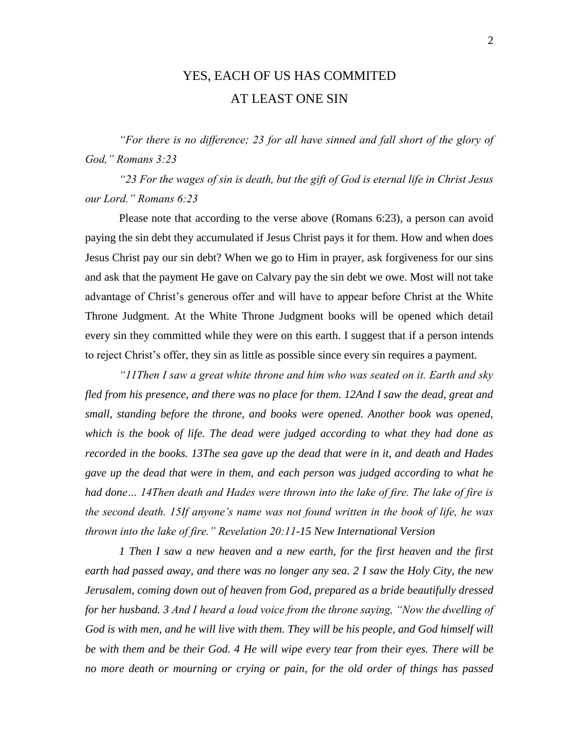# YES, EACH OF US HAS COMMITED AT LEAST ONE SIN

*"For there is no difference; 23 for all have sinned and fall short of the glory of God," Romans 3:23*

*"23 For the wages of sin is death, but the gift of God is eternal life in Christ Jesus our Lord." Romans 6:23*

Please note that according to the verse above (Romans 6:23), a person can avoid paying the sin debt they accumulated if Jesus Christ pays it for them. How and when does Jesus Christ pay our sin debt? When we go to Him in prayer, ask forgiveness for our sins and ask that the payment He gave on Calvary pay the sin debt we owe. Most will not take advantage of Christ's generous offer and will have to appear before Christ at the White Throne Judgment. At the White Throne Judgment books will be opened which detail every sin they committed while they were on this earth. I suggest that if a person intends to reject Christ's offer, they sin as little as possible since every sin requires a payment.

*"11Then I saw a great white throne and him who was seated on it. Earth and sky fled from his presence, and there was no place for them. 12And I saw the dead, great and small, standing before the throne, and books were opened. Another book was opened, which is the book of life. The dead were judged according to what they had done as recorded in the books. 13The sea gave up the dead that were in it, and death and Hades gave up the dead that were in them, and each person was judged according to what he had done… 14Then death and Hades were thrown into the lake of fire. The lake of fire is the second death. 15If anyone's name was not found written in the book of life, he was thrown into the lake of fire." Revelation 20:11-15 New International Version*

*1 Then I saw a new heaven and a new earth, for the first heaven and the first earth had passed away, and there was no longer any sea. 2 I saw the Holy City, the new Jerusalem, coming down out of heaven from God, prepared as a bride beautifully dressed for her husband. 3 And I heard a loud voice from the throne saying, "Now the dwelling of God is with men, and he will live with them. They will be his people, and God himself will be with them and be their God. 4 He will wipe every tear from their eyes. There will be no more death or mourning or crying or pain, for the old order of things has passed*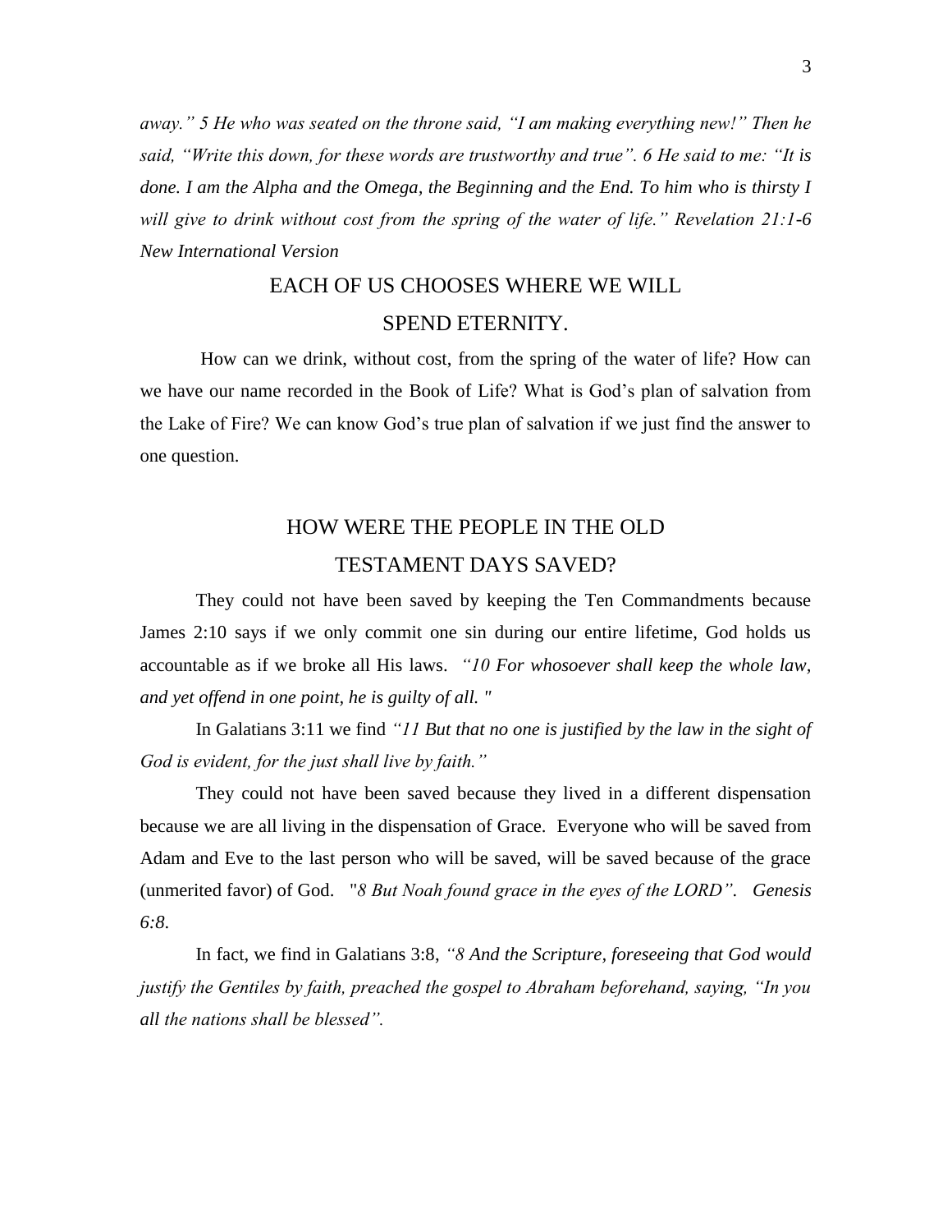*away." 5 He who was seated on the throne said, "I am making everything new!" Then he said, "Write this down, for these words are trustworthy and true". 6 He said to me: "It is done. I am the Alpha and the Omega, the Beginning and the End. To him who is thirsty I will give to drink without cost from the spring of the water of life." Revelation 21:1-6 New International Version*

## EACH OF US CHOOSES WHERE WE WILL SPEND ETERNITY.

How can we drink, without cost, from the spring of the water of life? How can we have our name recorded in the Book of Life? What is God's plan of salvation from the Lake of Fire? We can know God's true plan of salvation if we just find the answer to one question.

## HOW WERE THE PEOPLE IN THE OLD TESTAMENT DAYS SAVED?

They could not have been saved by keeping the Ten Commandments because James 2:10 says if we only commit one sin during our entire lifetime, God holds us accountable as if we broke all His laws. *"10 For whosoever shall keep the whole law, and yet offend in one point, he is guilty of all. "*

In Galatians 3:11 we find *"11 But that no one is justified by the law in the sight of God is evident, for the just shall live by faith."*

They could not have been saved because they lived in a different dispensation because we are all living in the dispensation of Grace. Everyone who will be saved from Adam and Eve to the last person who will be saved, will be saved because of the grace (unmerited favor) of God. "*8 But Noah found grace in the eyes of the LORD". Genesis 6:8.*

In fact, we find in Galatians 3:8, *"8 And the Scripture, foreseeing that God would justify the Gentiles by faith, preached the gospel to Abraham beforehand, saying, "In you all the nations shall be blessed".*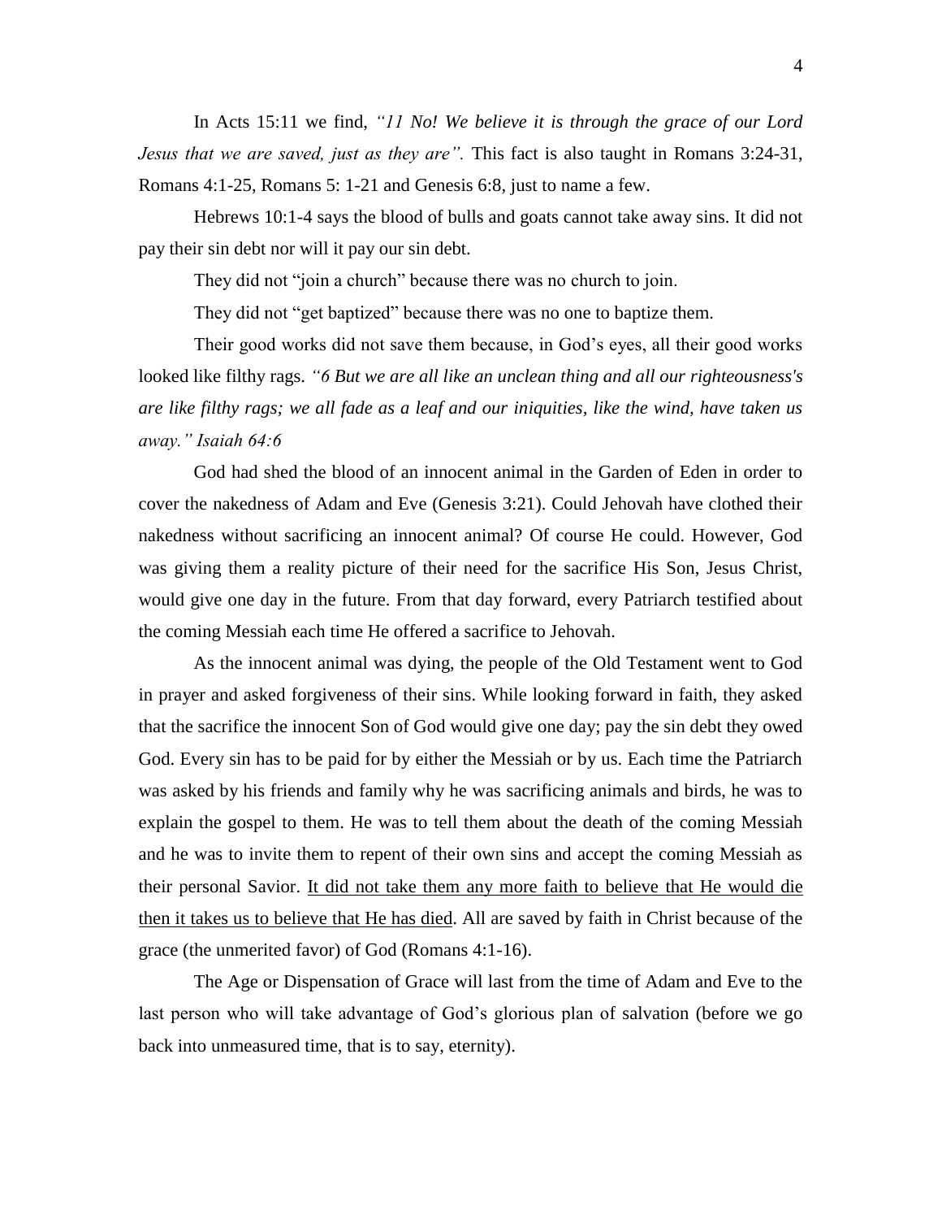In Acts 15:11 we find, *"11 No! We believe it is through the grace of our Lord Jesus that we are saved, just as they are".* This fact is also taught in Romans 3:24-31, Romans 4:1-25, Romans 5: 1-21 and Genesis 6:8, just to name a few.

Hebrews 10:1-4 says the blood of bulls and goats cannot take away sins. It did not pay their sin debt nor will it pay our sin debt.

They did not "join a church" because there was no church to join.

They did not "get baptized" because there was no one to baptize them.

Their good works did not save them because, in God's eyes, all their good works looked like filthy rags. *"6 But we are all like an unclean thing and all our righteousness's are like filthy rags; we all fade as a leaf and our iniquities, like the wind, have taken us away." Isaiah 64:6*

God had shed the blood of an innocent animal in the Garden of Eden in order to cover the nakedness of Adam and Eve (Genesis 3:21). Could Jehovah have clothed their nakedness without sacrificing an innocent animal? Of course He could. However, God was giving them a reality picture of their need for the sacrifice His Son, Jesus Christ, would give one day in the future. From that day forward, every Patriarch testified about the coming Messiah each time He offered a sacrifice to Jehovah.

As the innocent animal was dying, the people of the Old Testament went to God in prayer and asked forgiveness of their sins. While looking forward in faith, they asked that the sacrifice the innocent Son of God would give one day; pay the sin debt they owed God. Every sin has to be paid for by either the Messiah or by us. Each time the Patriarch was asked by his friends and family why he was sacrificing animals and birds, he was to explain the gospel to them. He was to tell them about the death of the coming Messiah and he was to invite them to repent of their own sins and accept the coming Messiah as their personal Savior. <u>It did not take them any more faith to believe that He would die then it takes us to believe that He has died</u>. All are saved by faith in Christ because of the grace (the unmerited favor) of God (Romans 4:1-16).

The Age or Dispensation of Grace will last from the time of Adam and Eve to the last person who will take advantage of God's glorious plan of salvation (before we go back into unmeasured time, that is to say, eternity).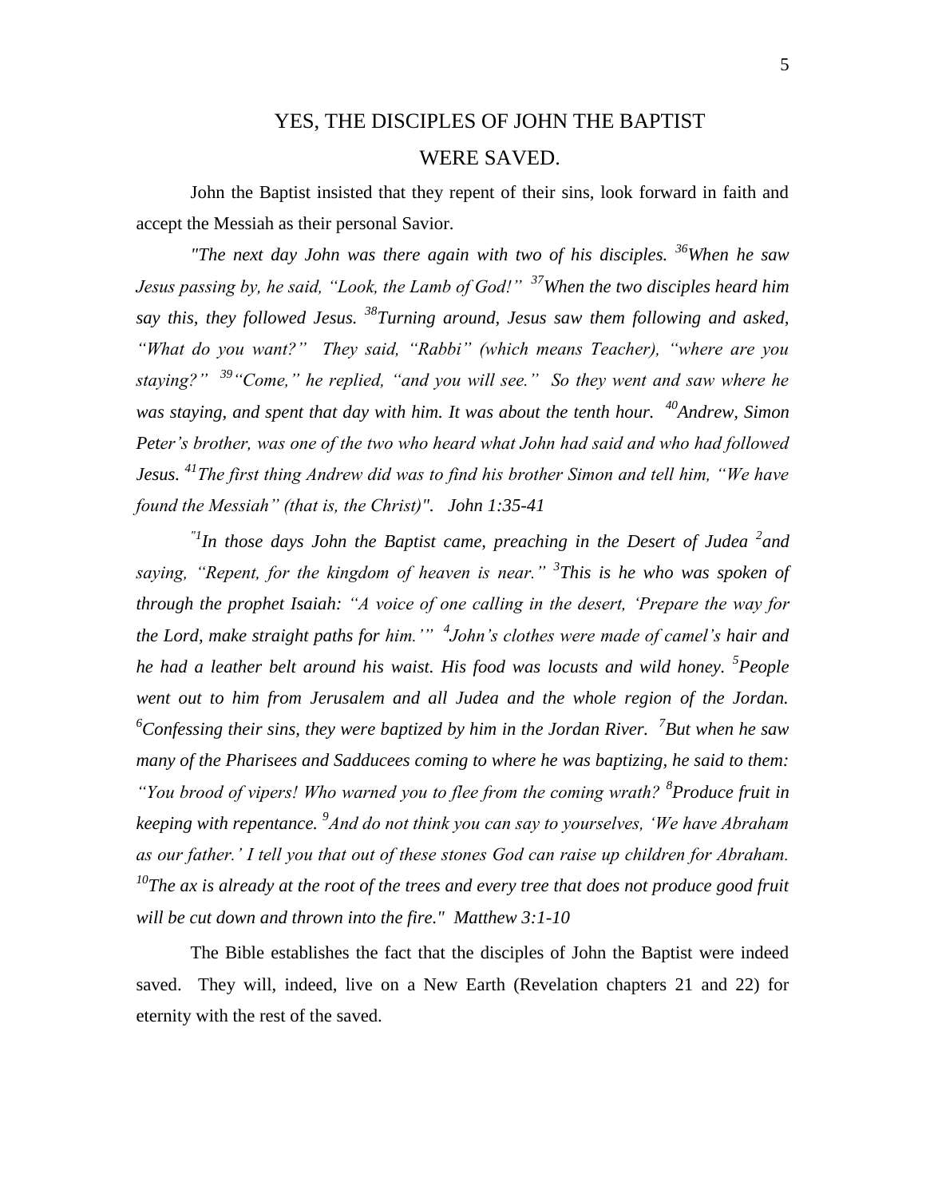# YES, THE DISCIPLES OF JOHN THE BAPTIST WERE SAVED.

John the Baptist insisted that they repent of their sins, look forward in faith and accept the Messiah as their personal Savior.

*"The next day John was there again with two of his disciples. [36]When he saw Jesus passing by, he said, "Look, the Lamb of God!" [37]When the two disciples heard him say this, they followed Jesus. [38]Turning around, Jesus saw them following and asked, "What do you want?" They said, "Rabbi" (which means Teacher), "where are you staying?" [39]"Come," he replied, "and you will see." So they went and saw where he was staying, and spent that day with him. It was about the tenth hour. [40]Andrew, Simon Peter's brother, was one of the two who heard what John had said and who had followed Jesus. [41]The first thing Andrew did was to find his brother Simon and tell him, "We have found the Messiah" (that is, the Christ)". John 1:35-41*

*"[1]In those days John the Baptist came, preaching in the Desert of Judea [2]and saying, "Repent, for the kingdom of heaven is near." [3]This is he who was spoken of through the prophet Isaiah: "A voice of one calling in the desert, 'Prepare the way for the Lord, make straight paths for him.'" [4]John's clothes were made of camel's hair and he had a leather belt around his waist. His food was locusts and wild honey. [5]People went out to him from Jerusalem and all Judea and the whole region of the Jordan. [6]Confessing their sins, they were baptized by him in the Jordan River. [7]But when he saw many of the Pharisees and Sadducees coming to where he was baptizing, he said to them: "You brood of vipers! Who warned you to flee from the coming wrath? [8]Produce fruit in keeping with repentance. [9]And do not think you can say to yourselves, 'We have Abraham as our father.' I tell you that out of these stones God can raise up children for Abraham. [10]The ax is already at the root of the trees and every tree that does not produce good fruit will be cut down and thrown into the fire." Matthew 3:1-10*

The Bible establishes the fact that the disciples of John the Baptist were indeed saved. They will, indeed, live on a New Earth (Revelation chapters 21 and 22) for eternity with the rest of the saved.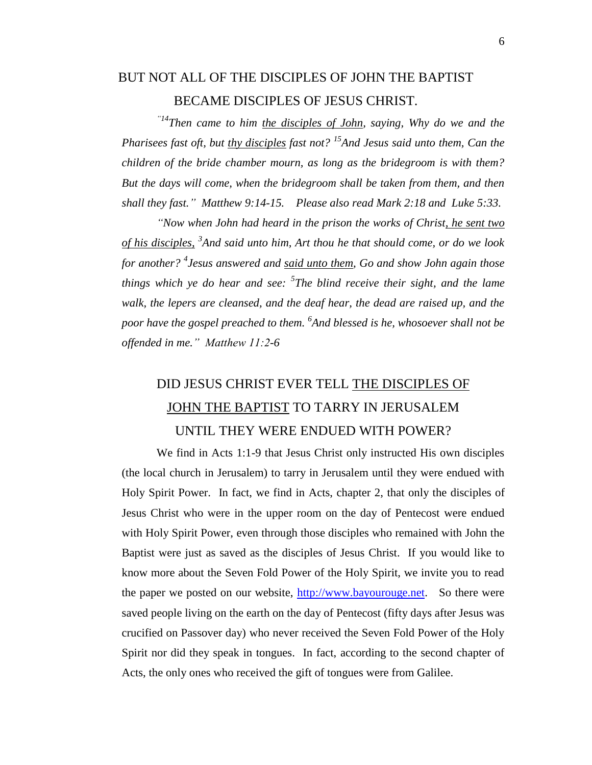## BUT NOT ALL OF THE DISCIPLES OF JOHN THE BAPTIST BECAME DISCIPLES OF JESUS CHRIST.

*"[14]Then came to him <u>the disciples of John</u>, saying, Why do we and the Pharisees fast oft, but <u>thy disciples</u> fast not? [15]And Jesus said unto them, Can the children of the bride chamber mourn, as long as the bridegroom is with them? But the days will come, when the bridegroom shall be taken from them, and then shall they fast." Matthew 9:14-15. Please also read Mark 2:18 and Luke 5:33.*

*"Now when John had heard in the prison the works of Christ<u>, he sent two of his disciples,</u> [3]And said unto him, Art thou he that should come, or do we look for another? [4]Jesus answered and <u>said unto them</u>, Go and show John again those things which ye do hear and see: [5]The blind receive their sight, and the lame walk, the lepers are cleansed, and the deaf hear, the dead are raised up, and the poor have the gospel preached to them. [6]And blessed is he, whosoever shall not be offended in me." Matthew 11:2-6*

## DID JESUS CHRIST EVER TELL <u>THE DISCIPLES OF JOHN THE BAPTIST</u> TO TARRY IN JERUSALEM UNTIL THEY WERE ENDUED WITH POWER?

We find in Acts 1:1-9 that Jesus Christ only instructed His own disciples (the local church in Jerusalem) to tarry in Jerusalem until they were endued with Holy Spirit Power. In fact, we find in Acts, chapter 2, that only the disciples of Jesus Christ who were in the upper room on the day of Pentecost were endued with Holy Spirit Power, even through those disciples who remained with John the Baptist were just as saved as the disciples of Jesus Christ. If you would like to know more about the Seven Fold Power of the Holy Spirit, we invite you to read the paper we posted on our website, [http://www.bayourouge.net](http://www.bayourouge.net). So there were saved people living on the earth on the day of Pentecost (fifty days after Jesus was crucified on Passover day) who never received the Seven Fold Power of the Holy Spirit nor did they speak in tongues. In fact, according to the second chapter of Acts, the only ones who received the gift of tongues were from Galilee.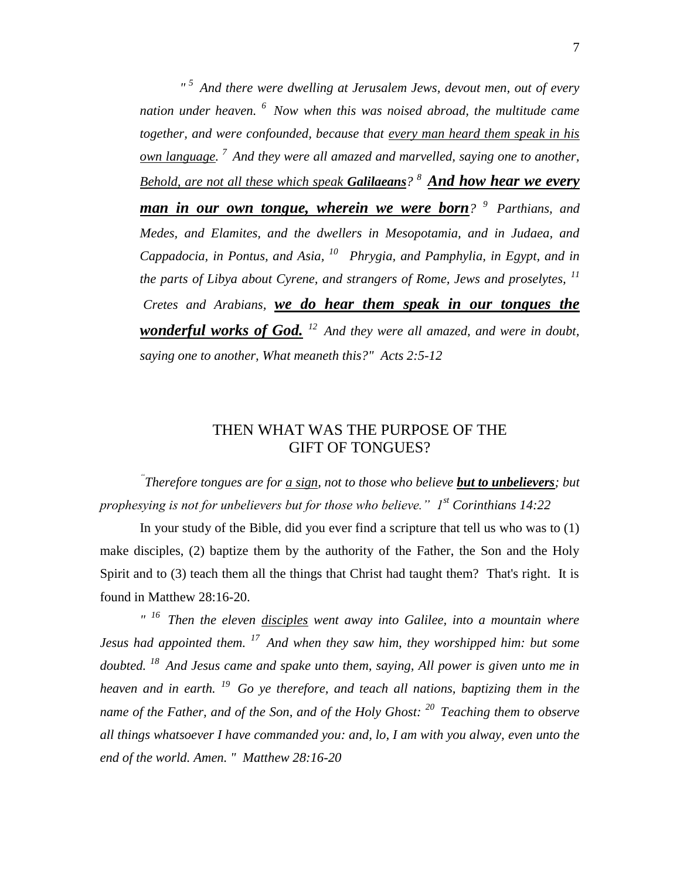*" [5] And there were dwelling at Jerusalem Jews, devout men, out of every nation under heaven. [6] Now when this was noised abroad, the multitude came together, and were confounded, because that <u>every man heard them speak in his own language</u>. [7] And they were all amazed and marvelled, saying one to another, <u>Behold, are not all these which speak **Galilaeans**</u>? [8] <u>**And how hear we every man in our own tongue, wherein we were born**</u>? [9] Parthians, and Medes, and Elamites, and the dwellers in Mesopotamia, and in Judaea, and Cappadocia, in Pontus, and Asia, [10] Phrygia, and Pamphylia, in Egypt, and in the parts of Libya about Cyrene, and strangers of Rome, Jews and proselytes, [11] Cretes and Arabians, <u>**we do hear them speak in our tongues the wonderful works of God.**</u> [12] And they were all amazed, and were in doubt, saying one to another, What meaneth this?" Acts 2:5-12*

## THEN WHAT WAS THE PURPOSE OF THE GIFT OF TONGUES?

*"Therefore tongues are for <u>a sign</u>, not to those who believe <u>**but to unbelievers**</u>; but prophesying is not for unbelievers but for those who believe." 1st Corinthians 14:22*

In your study of the Bible, did you ever find a scripture that tell us who was to (1) make disciples, (2) baptize them by the authority of the Father, the Son and the Holy Spirit and to (3) teach them all the things that Christ had taught them? That's right. It is found in Matthew 28:16-20.

*" [16] Then the eleven <u>disciples</u> went away into Galilee, into a mountain where Jesus had appointed them. [17] And when they saw him, they worshipped him: but some doubted. [18] And Jesus came and spake unto them, saying, All power is given unto me in heaven and in earth. [19] Go ye therefore, and teach all nations, baptizing them in the name of the Father, and of the Son, and of the Holy Ghost: [20] Teaching them to observe all things whatsoever I have commanded you: and, lo, I am with you alway, even unto the end of the world. Amen. " Matthew 28:16-20*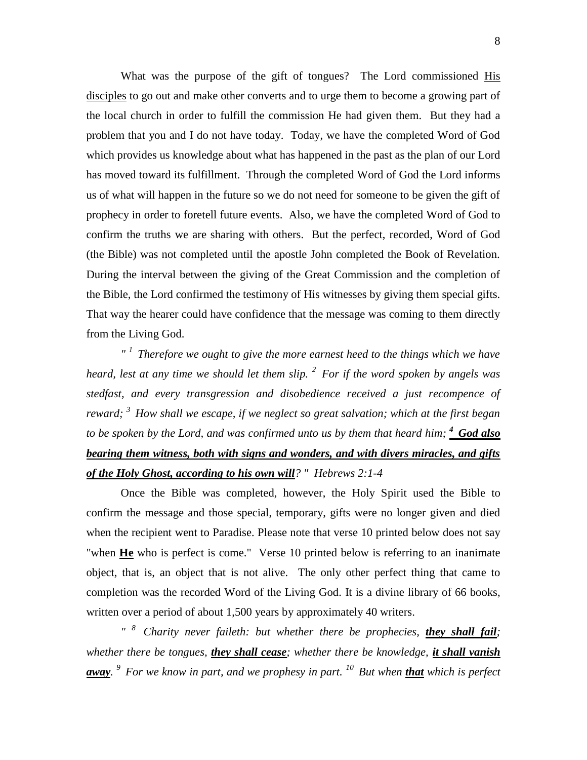What was the purpose of the gift of tongues? The Lord commissioned <u>His disciples</u> to go out and make other converts and to urge them to become a growing part of the local church in order to fulfill the commission He had given them. But they had a problem that you and I do not have today. Today, we have the completed Word of God which provides us knowledge about what has happened in the past as the plan of our Lord has moved toward its fulfillment. Through the completed Word of God the Lord informs us of what will happen in the future so we do not need for someone to be given the gift of prophecy in order to foretell future events. Also, we have the completed Word of God to confirm the truths we are sharing with others. But the perfect, recorded, Word of God (the Bible) was not completed until the apostle John completed the Book of Revelation. During the interval between the giving of the Great Commission and the completion of the Bible, the Lord confirmed the testimony of His witnesses by giving them special gifts. That way the hearer could have confidence that the message was coming to them directly from the Living God.

*" [1] Therefore we ought to give the more earnest heed to the things which we have heard, lest at any time we should let them slip. [2] For if the word spoken by angels was stedfast, and every transgression and disobedience received a just recompence of reward; [3] How shall we escape, if we neglect so great salvation; which at the first began to be spoken by the Lord, and was confirmed unto us by them that heard him;* ***<u>[4] God also bearing them witness, both with signs and wonders, and with divers miracles, and gifts of the Holy Ghost, according to his own will</u>****? " Hebrews 2:1-4*

Once the Bible was completed, however, the Holy Spirit used the Bible to confirm the message and those special, temporary, gifts were no longer given and died when the recipient went to Paradise. Please note that verse 10 printed below does not say "when **<u>He</u>** who is perfect is come." Verse 10 printed below is referring to an inanimate object, that is, an object that is not alive. The only other perfect thing that came to completion was the recorded Word of the Living God. It is a divine library of 66 books, written over a period of about 1,500 years by approximately 40 writers.

*" [8] Charity never faileth: but whether there be prophecies,* ***<u>they shall fail</u>****; whether there be tongues,* ***<u>they shall cease</u>****; whether there be knowledge,* ***<u>it shall vanish away</u>****. [9] For we know in part, and we prophesy in part. [10] But when* ***<u>that</u>*** *which is perfect*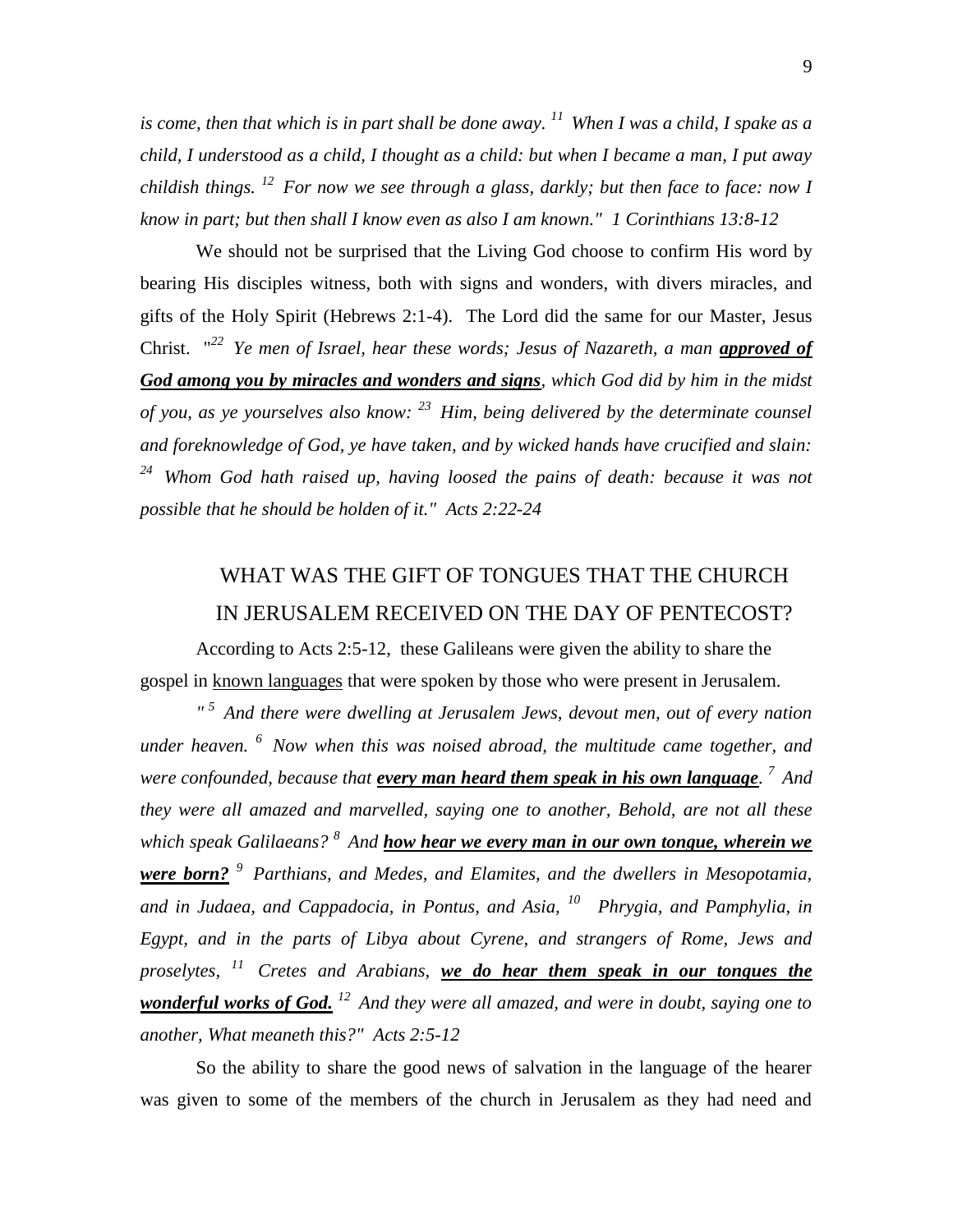*is come, then that which is in part shall be done away.* [11] *When I was a child, I spake as a child, I understood as a child, I thought as a child: but when I became a man, I put away childish things.* [12] *For now we see through a glass, darkly; but then face to face: now I know in part; but then shall I know even as also I am known." 1 Corinthians 13:8-12*

We should not be surprised that the Living God choose to confirm His word by bearing His disciples witness, both with signs and wonders, with divers miracles, and gifts of the Holy Spirit (Hebrews 2:1-4). The Lord did the same for our Master, Jesus Christ. "[22] *Ye men of Israel, hear these words; Jesus of Nazareth, a man* ***approved of God among you by miracles and wonders and signs****, which God did by him in the midst of you, as ye yourselves also know:* [23] *Him, being delivered by the determinate counsel and foreknowledge of God, ye have taken, and by wicked hands have crucified and slain:* [24] *Whom God hath raised up, having loosed the pains of death: because it was not possible that he should be holden of it." Acts 2:22-24*

## WHAT WAS THE GIFT OF TONGUES THAT THE CHURCH IN JERUSALEM RECEIVED ON THE DAY OF PENTECOST?

According to Acts 2:5-12, these Galileans were given the ability to share the gospel in known languages that were spoken by those who were present in Jerusalem.

*"* [5] *And there were dwelling at Jerusalem Jews, devout men, out of every nation under heaven.* [6] *Now when this was noised abroad, the multitude came together, and were confounded, because that* ***every man heard them speak in his own language****.* [7] *And they were all amazed and marvelled, saying one to another, Behold, are not all these which speak Galilaeans?* [8] *And* ***how hear we every man in our own tongue, wherein we were born?*** [9] *Parthians, and Medes, and Elamites, and the dwellers in Mesopotamia, and in Judaea, and Cappadocia, in Pontus, and Asia,* [10] *Phrygia, and Pamphylia, in Egypt, and in the parts of Libya about Cyrene, and strangers of Rome, Jews and proselytes,* [11] *Cretes and Arabians,* ***we do hear them speak in our tongues the wonderful works of God.*** [12] *And they were all amazed, and were in doubt, saying one to another, What meaneth this?" Acts 2:5-12*

So the ability to share the good news of salvation in the language of the hearer was given to some of the members of the church in Jerusalem as they had need and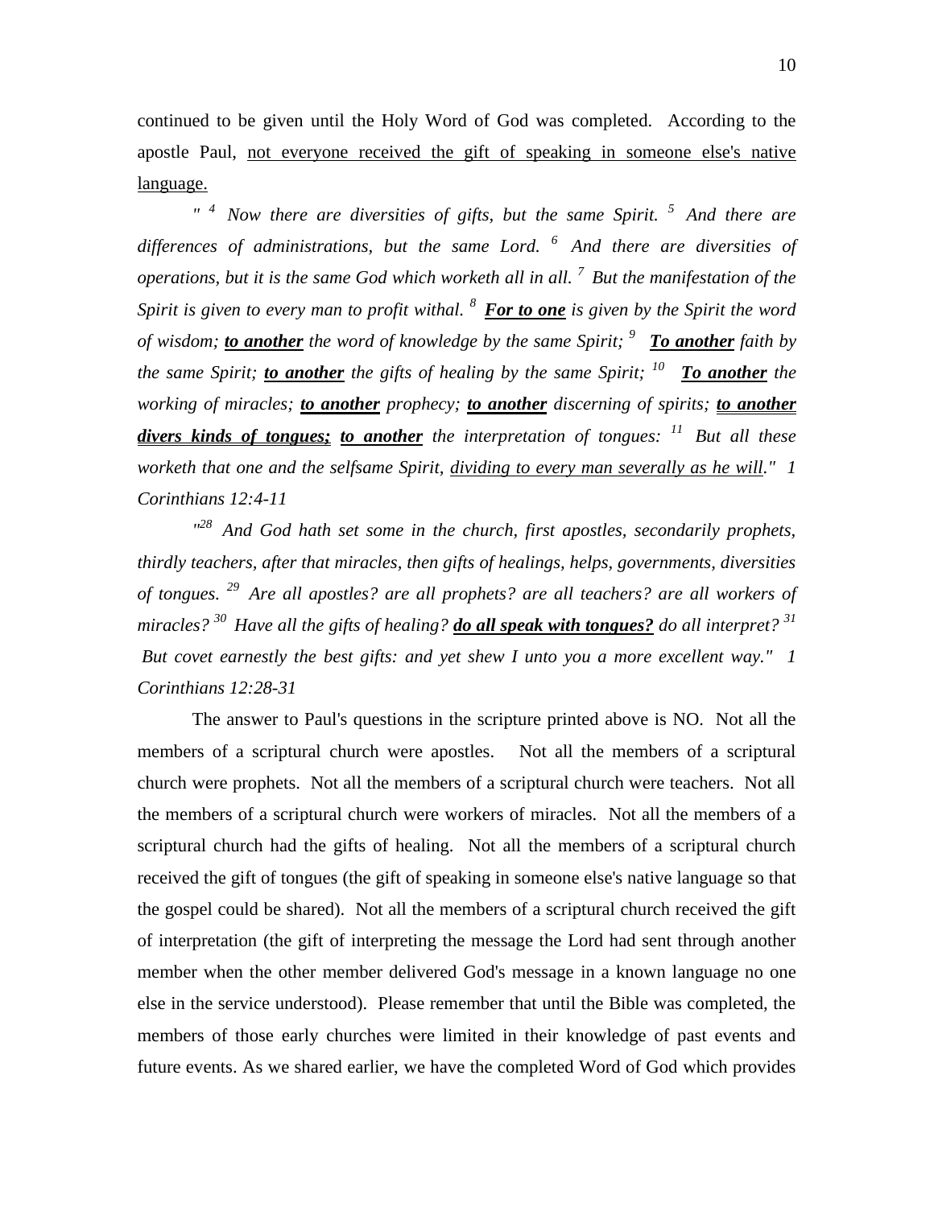continued to be given until the Holy Word of God was completed. According to the apostle Paul, <u>not everyone received the gift of speaking in someone else's native language.</u>

*" 4 Now there are diversities of gifts, but the same Spirit. 5 And there are differences of administrations, but the same Lord. 6 And there are diversities of operations, but it is the same God which worketh all in all. 7 But the manifestation of the Spirit is given to every man to profit withal. 8* ***<u>For to one</u>*** *is given by the Spirit the word of wisdom;* ***<u>to another</u>*** *the word of knowledge by the same Spirit; 9* ***<u>To another</u>*** *faith by the same Spirit;* ***<u>to another</u>*** *the gifts of healing by the same Spirit; 10* ***<u>To another</u>*** *the working of miracles;* ***<u>to another</u>*** *prophecy;* ***<u>to another</u>*** *discerning of spirits;* ***<u>to another divers kinds of tongues;</u>*** ***<u>to another</u>*** *the interpretation of tongues: 11 But all these worketh that one and the selfsame Spirit, <u>dividing to every man severally as he will</u>." 1 Corinthians 12:4-11*

*"28 And God hath set some in the church, first apostles, secondarily prophets, thirdly teachers, after that miracles, then gifts of healings, helps, governments, diversities of tongues. 29 Are all apostles? are all prophets? are all teachers? are all workers of miracles? 30 Have all the gifts of healing?* ***<u>do all speak with tongues?</u>*** *do all interpret? 31 But covet earnestly the best gifts: and yet shew I unto you a more excellent way." 1 Corinthians 12:28-31*

The answer to Paul's questions in the scripture printed above is NO. Not all the members of a scriptural church were apostles. Not all the members of a scriptural church were prophets. Not all the members of a scriptural church were teachers. Not all the members of a scriptural church were workers of miracles. Not all the members of a scriptural church had the gifts of healing. Not all the members of a scriptural church received the gift of tongues (the gift of speaking in someone else's native language so that the gospel could be shared). Not all the members of a scriptural church received the gift of interpretation (the gift of interpreting the message the Lord had sent through another member when the other member delivered God's message in a known language no one else in the service understood). Please remember that until the Bible was completed, the members of those early churches were limited in their knowledge of past events and future events. As we shared earlier, we have the completed Word of God which provides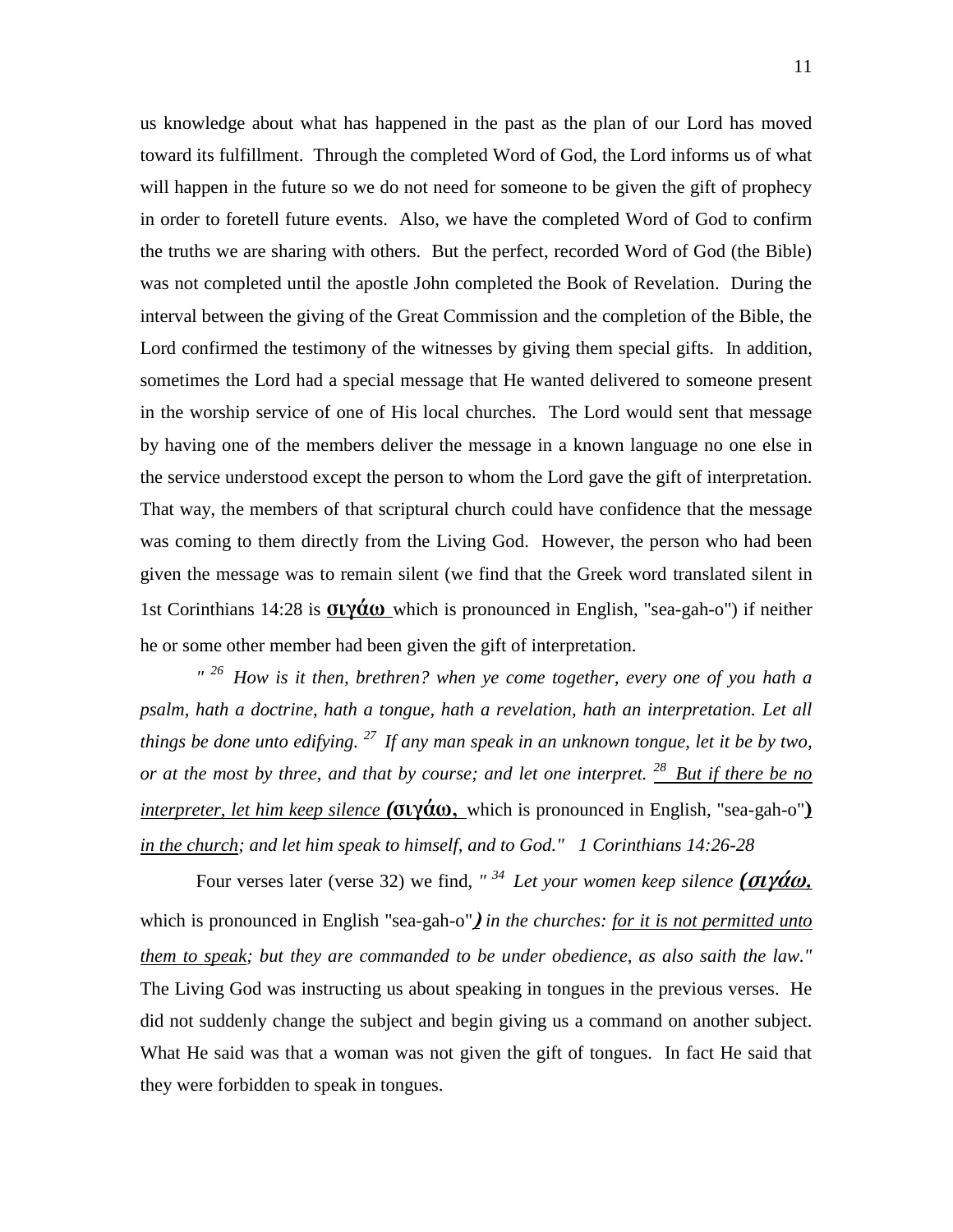us knowledge about what has happened in the past as the plan of our Lord has moved toward its fulfillment. Through the completed Word of God, the Lord informs us of what will happen in the future so we do not need for someone to be given the gift of prophecy in order to foretell future events. Also, we have the completed Word of God to confirm the truths we are sharing with others. But the perfect, recorded Word of God (the Bible) was not completed until the apostle John completed the Book of Revelation. During the interval between the giving of the Great Commission and the completion of the Bible, the Lord confirmed the testimony of the witnesses by giving them special gifts. In addition, sometimes the Lord had a special message that He wanted delivered to someone present in the worship service of one of His local churches. The Lord would sent that message by having one of the members deliver the message in a known language no one else in the service understood except the person to whom the Lord gave the gift of interpretation. That way, the members of that scriptural church could have confidence that the message was coming to them directly from the Living God. However, the person who had been given the message was to remain silent (we find that the Greek word translated silent in 1st Corinthians 14:28 is **σιγάω** which is pronounced in English, "sea-gah-o") if neither he or some other member had been given the gift of interpretation.

*" 26 How is it then, brethren? when ye come together, every one of you hath a psalm, hath a doctrine, hath a tongue, hath a revelation, hath an interpretation. Let all things be done unto edifying. 27 If any man speak in an unknown tongue, let it be by two, or at the most by three, and that by course; and let one interpret. 28 But if there be no interpreter, let him keep silence* **(σιγάω,** which is pronounced in English, "sea-gah-o"**)** *in the church; and let him speak to himself, and to God." 1 Corinthians 14:26-28*

Four verses later (verse 32) we find, *" 34 Let your women keep silence* ***(σιγάω,*** which is pronounced in English "sea-gah-o"***)*** *in the churches: for it is not permitted unto them to speak; but they are commanded to be under obedience, as also saith the law."* The Living God was instructing us about speaking in tongues in the previous verses. He did not suddenly change the subject and begin giving us a command on another subject. What He said was that a woman was not given the gift of tongues. In fact He said that they were forbidden to speak in tongues.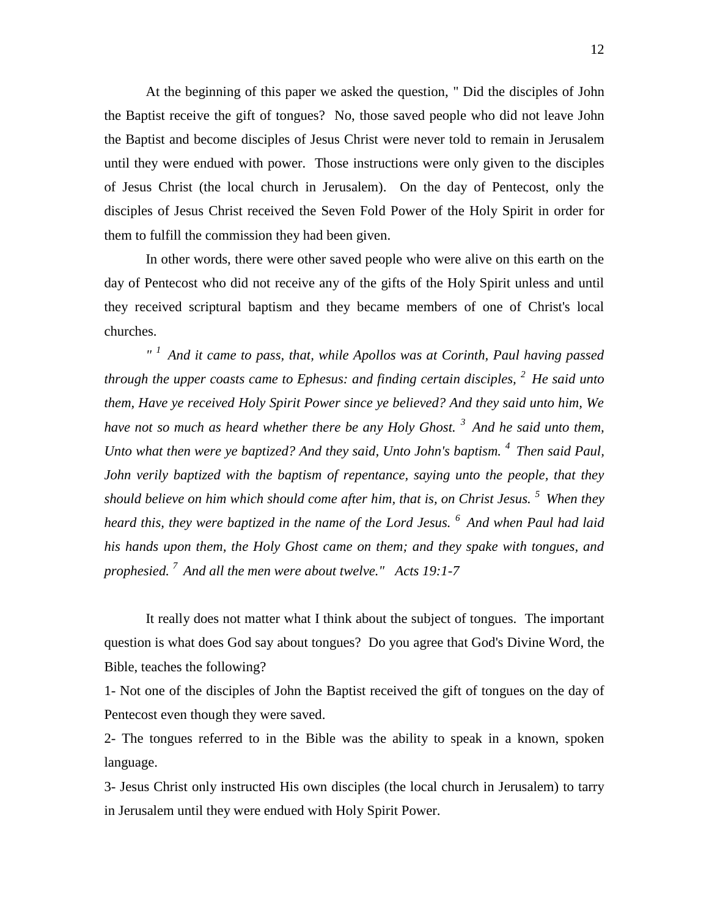At the beginning of this paper we asked the question, " Did the disciples of John the Baptist receive the gift of tongues? No, those saved people who did not leave John the Baptist and become disciples of Jesus Christ were never told to remain in Jerusalem until they were endued with power. Those instructions were only given to the disciples of Jesus Christ (the local church in Jerusalem). On the day of Pentecost, only the disciples of Jesus Christ received the Seven Fold Power of the Holy Spirit in order for them to fulfill the commission they had been given.

In other words, there were other saved people who were alive on this earth on the day of Pentecost who did not receive any of the gifts of the Holy Spirit unless and until they received scriptural baptism and they became members of one of Christ's local churches.

*" [1] And it came to pass, that, while Apollos was at Corinth, Paul having passed through the upper coasts came to Ephesus: and finding certain disciples, [2] He said unto them, Have ye received Holy Spirit Power since ye believed? And they said unto him, We have not so much as heard whether there be any Holy Ghost. [3] And he said unto them, Unto what then were ye baptized? And they said, Unto John's baptism. [4] Then said Paul, John verily baptized with the baptism of repentance, saying unto the people, that they should believe on him which should come after him, that is, on Christ Jesus. [5] When they heard this, they were baptized in the name of the Lord Jesus. [6] And when Paul had laid his hands upon them, the Holy Ghost came on them; and they spake with tongues, and prophesied. [7] And all the men were about twelve." Acts 19:1-7*

It really does not matter what I think about the subject of tongues. The important question is what does God say about tongues? Do you agree that God's Divine Word, the Bible, teaches the following?

1- Not one of the disciples of John the Baptist received the gift of tongues on the day of Pentecost even though they were saved.

2- The tongues referred to in the Bible was the ability to speak in a known, spoken language.

3- Jesus Christ only instructed His own disciples (the local church in Jerusalem) to tarry in Jerusalem until they were endued with Holy Spirit Power.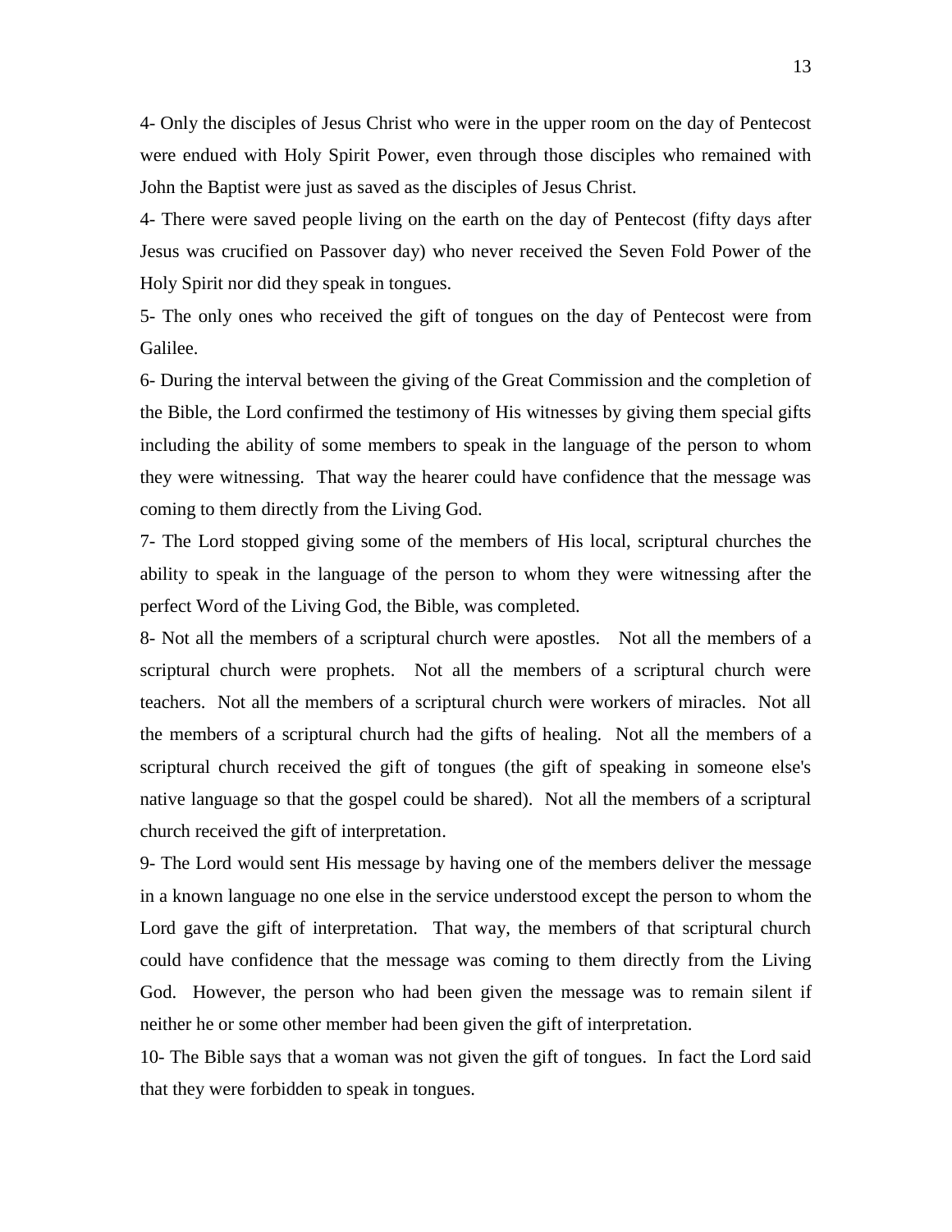4- Only the disciples of Jesus Christ who were in the upper room on the day of Pentecost were endued with Holy Spirit Power, even through those disciples who remained with John the Baptist were just as saved as the disciples of Jesus Christ.

4- There were saved people living on the earth on the day of Pentecost (fifty days after Jesus was crucified on Passover day) who never received the Seven Fold Power of the Holy Spirit nor did they speak in tongues.

5- The only ones who received the gift of tongues on the day of Pentecost were from Galilee.

6- During the interval between the giving of the Great Commission and the completion of the Bible, the Lord confirmed the testimony of His witnesses by giving them special gifts including the ability of some members to speak in the language of the person to whom they were witnessing. That way the hearer could have confidence that the message was coming to them directly from the Living God.

7- The Lord stopped giving some of the members of His local, scriptural churches the ability to speak in the language of the person to whom they were witnessing after the perfect Word of the Living God, the Bible, was completed.

8- Not all the members of a scriptural church were apostles. Not all the members of a scriptural church were prophets. Not all the members of a scriptural church were teachers. Not all the members of a scriptural church were workers of miracles. Not all the members of a scriptural church had the gifts of healing. Not all the members of a scriptural church received the gift of tongues (the gift of speaking in someone else's native language so that the gospel could be shared). Not all the members of a scriptural church received the gift of interpretation.

9- The Lord would sent His message by having one of the members deliver the message in a known language no one else in the service understood except the person to whom the Lord gave the gift of interpretation. That way, the members of that scriptural church could have confidence that the message was coming to them directly from the Living God. However, the person who had been given the message was to remain silent if neither he or some other member had been given the gift of interpretation.

10- The Bible says that a woman was not given the gift of tongues. In fact the Lord said that they were forbidden to speak in tongues.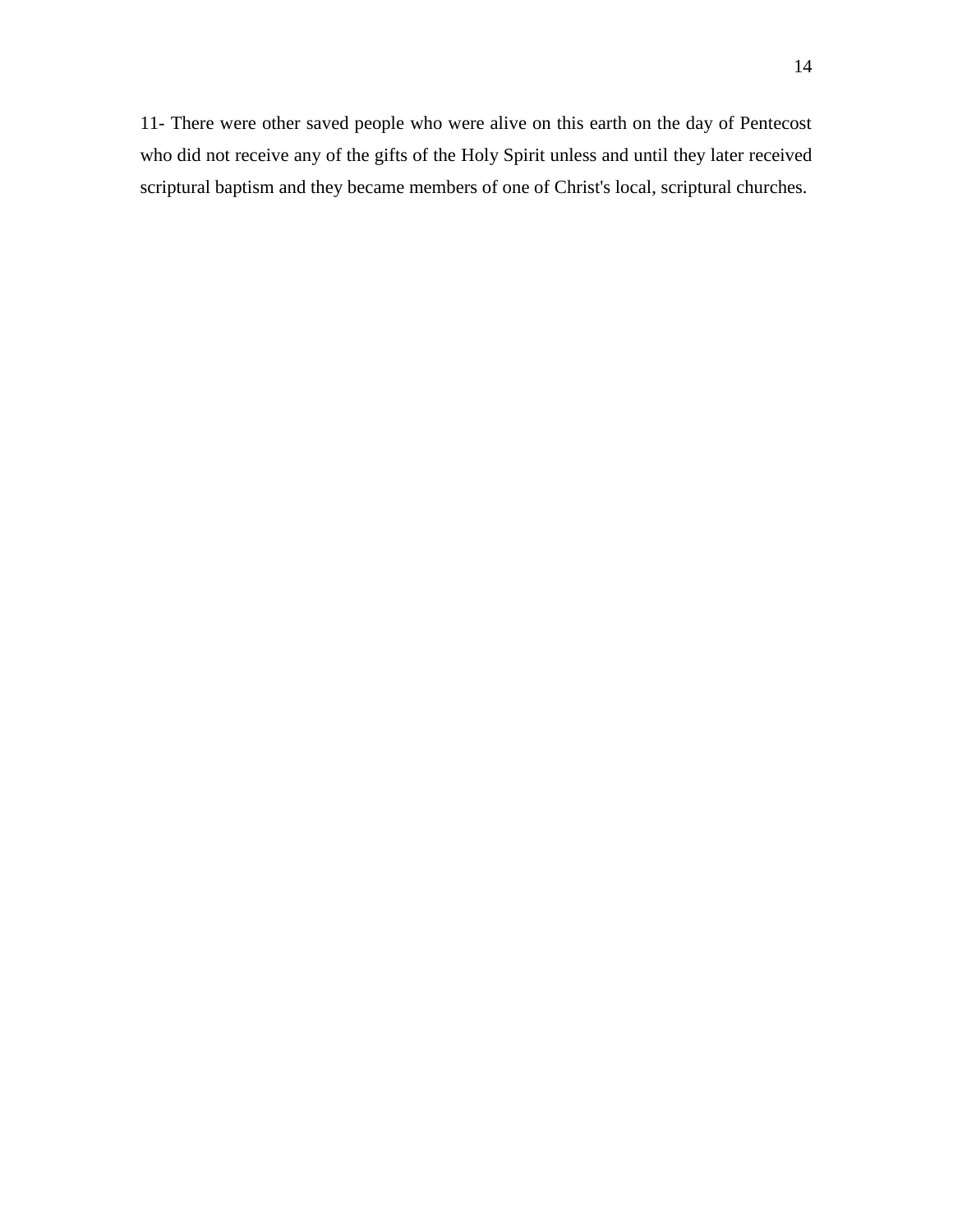11- There were other saved people who were alive on this earth on the day of Pentecost who did not receive any of the gifts of the Holy Spirit unless and until they later received scriptural baptism and they became members of one of Christ's local, scriptural churches.